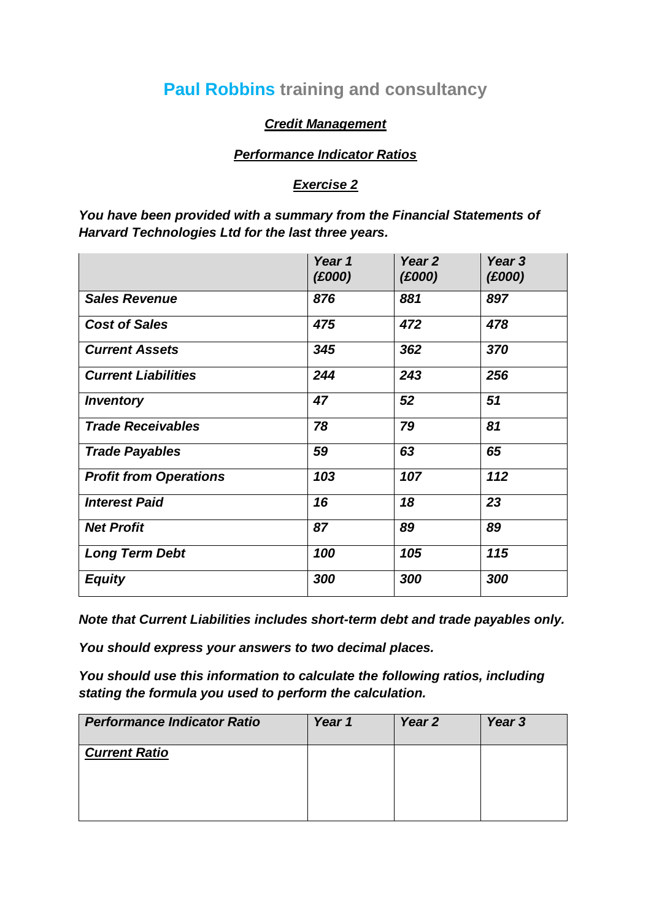# **Paul Robbins** training and consultancy

***Credit Management***

***Performance Indicator Ratios***

***Exercise 2***

***You have been provided with a summary from the Financial Statements of Harvard Technologies Ltd for the last three years.***

| | *Year 1 (£000)* | *Year 2 (£000)* | *Year 3 (£000)* |
|---|---|---|---|
| ***Sales Revenue*** | *876* | *881* | *897* |
| ***Cost of Sales*** | *475* | *472* | *478* |
| ***Current Assets*** | *345* | *362* | *370* |
| ***Current Liabilities*** | *244* | *243* | *256* |
| ***Inventory*** | *47* | *52* | *51* |
| ***Trade Receivables*** | *78* | *79* | *81* |
| ***Trade Payables*** | *59* | *63* | *65* |
| ***Profit from Operations*** | *103* | *107* | *112* |
| ***Interest Paid*** | *16* | *18* | *23* |
| ***Net Profit*** | *87* | *89* | *89* |
| ***Long Term Debt*** | *100* | *105* | *115* |
| ***Equity*** | *300* | *300* | *300* |

***Note that Current Liabilities includes short-term debt and trade payables only.***

***You should express your answers to two decimal places.***

***You should use this information to calculate the following ratios, including stating the formula you used to perform the calculation.***

| ***Performance Indicator Ratio*** | ***Year 1*** | ***Year 2*** | ***Year 3*** |
|---|---|---|---|
| ***Current Ratio*** | | | |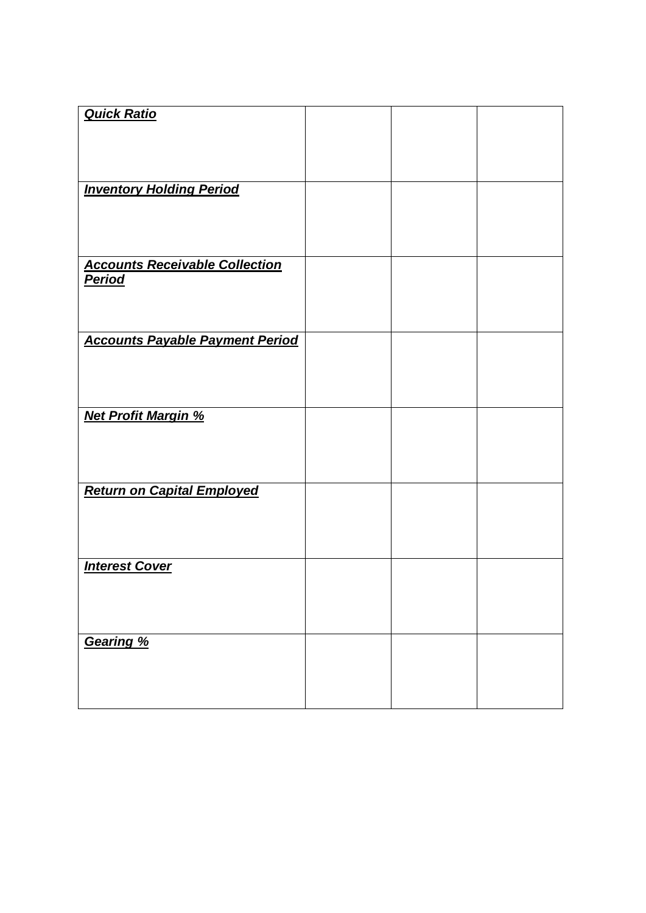| | | | |
|---|---|---|---|
| ***Quick Ratio*** | | | |
| ***Inventory Holding Period*** | | | |
| ***Accounts Receivable Collection Period*** | | | |
| ***Accounts Payable Payment Period*** | | | |
| ***Net Profit Margin %*** | | | |
| ***Return on Capital Employed*** | | | |
| ***Interest Cover*** | | | |
| ***Gearing %*** | | | |